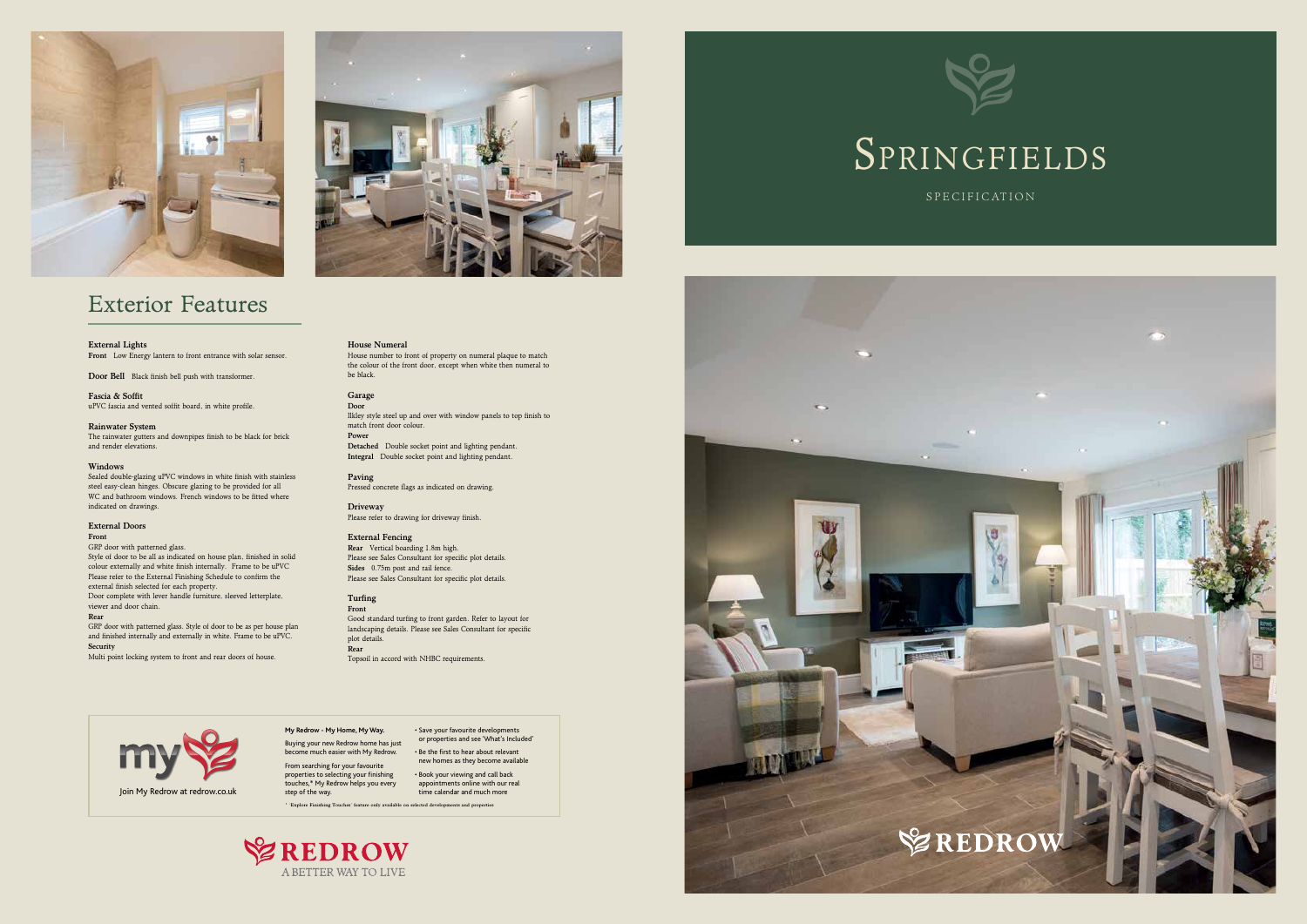# SPRINGFIELDS

SPECIFICATION

## Exterior Features

**External Lights**
**Front** Low Energy lantern to front entrance with solar sensor.

**Door Bell** Black finish bell push with transformer.

**Fascia & Soffit**
uPVC fascia and vented soffit board, in white profile.

**Rainwater System**
The rainwater gutters and downpipes finish to be black for brick and render elevations.

**Windows**
Sealed double-glazing uPVC windows in white finish with stainless steel easy-clean hinges. Obscure glazing to be provided for all WC and bathroom windows. French windows to be fitted where indicated on drawings.

**External Doors**
**Front**
GRP door with patterned glass.
Style of door to be all as indicated on house plan, finished in solid colour externally and white finish internally. Frame to be uPVC. Please refer to the External Finishing Schedule to confirm the external finish selected for each property.
Door complete with lever handle furniture, sleeved letterplate, viewer and door chain.
**Rear**
GRP door with patterned glass. Style of door to be as per house plan and finished internally and externally in white. Frame to be uPVC.
**Security**
Multi point locking system to front and rear doors of house.

**House Numeral**
House number to front of property on numeral plaque to match the colour of the front door, except when white then numeral to be black.

**Garage**
**Door**
Ilkley style steel up and over with window panels to top finish to match front door colour.
**Power**
**Detached** Double socket point and lighting pendant.
**Integral** Double socket point and lighting pendant.

**Paving**
Pressed concrete flags as indicated on drawing.

**Driveway**
Please refer to drawing for driveway finish.

**External Fencing**
**Rear** Vertical boarding 1.8m high.
Please see Sales Consultant for specific plot details.
**Sides** 0.75m post and rail fence.
Please see Sales Consultant for specific plot details.

**Turfing**
**Front**
Good standard turfing to front garden. Refer to layout for landscaping details. Please see Sales Consultant for specific plot details.
**Rear**
Topsoil in accord with NHBC requirements.

my

Join My Redrow at redrow.co.uk

**My Redrow - My Home, My Way.**

Buying your new Redrow home has just become much easier with My Redrow.

From searching for your favourite properties to selecting your finishing touches,* My Redrow helps you every step of the way.

- Save your favourite developments or properties and see 'What's Included'
- Be the first to hear about relevant new homes as they become available
- Book your viewing and call back appointments online with our real time calendar and much more

* 'Explore Finishing Touches' feature only available on selected developments and properties

REDROW
A BETTER WAY TO LIVE

REDROW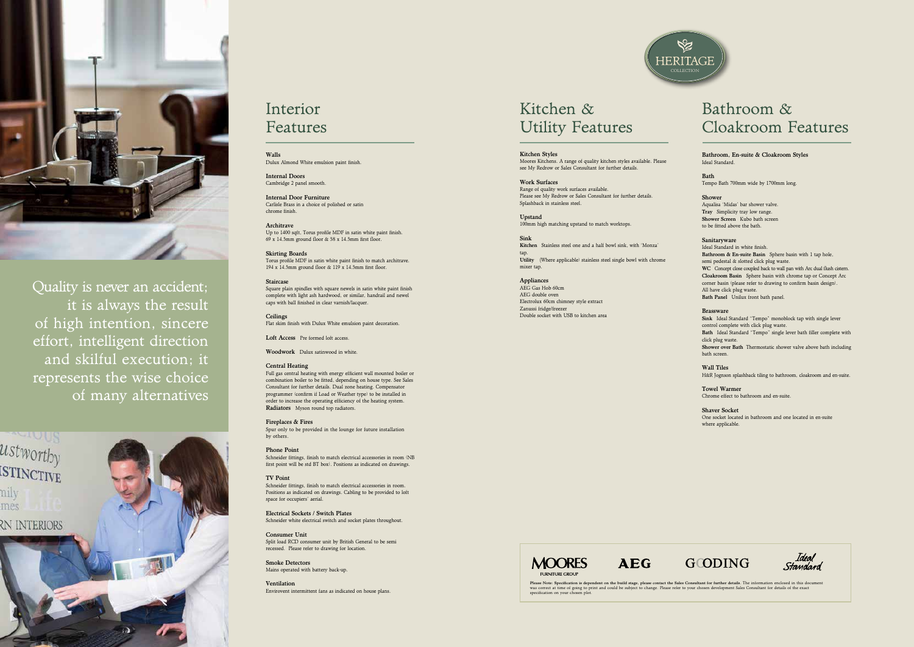Quality is never an accident; it is always the result of high intention, sincere effort, intelligent direction and skilful execution; it represents the wise choice of many alternatives

HERITAGE COLLECTION

## Interior Features

**Walls**
Dulux Almond White emulsion paint finish.

**Internal Doors**
Cambridge 2 panel smooth.

**Internal Door Furniture**
Carlisle Brass in a choice of polished or satin chrome finish.

**Architrave**
Up to 1400 sqft. Torus profile MDF in satin white paint finish. 69 x 14.5mm ground floor & 58 x 14.5mm first floor.

**Skirting Boards**
Torus profile MDF in satin white paint finish to match architrave. 194 x 14.5mm ground floor & 119 x 14.5mm first floor.

**Staircase**
Square plain spindles with square newels in satin white paint finish complete with light ash hardwood, or similar, handrail and newel caps with ball finished in clear varnish/lacquer.

**Ceilings**
Flat skim finish with Dulux White emulsion paint decoration.

**Loft Access** Pre formed loft access.

**Woodwork** Dulux satinwood in white.

**Central Heating**
Full gas central heating with energy efficient wall mounted boiler or combination boiler to be fitted, depending on house type. See Sales Consultant for further details. Dual zone heating. Compensator programmer (confirm if Load or Weather type) to be installed in order to increase the operating efficiency of the heating system.
**Radiators** Myson round top radiators.

**Fireplaces & Fires**
Spur only to be provided in the lounge for future installation by others.

**Phone Point**
Schneider fittings, finish to match electrical accessories in room (NB first point will be std BT box). Positions as indicated on drawings.

**TV Point**
Schneider fittings, finish to match electrical accessories in room. Positions as indicated on drawings. Cabling to be provided to loft space for occupiers' aerial.

**Electrical Sockets / Switch Plates**
Schneider white electrical switch and socket plates throughout.

**Consumer Unit**
Split load RCD consumer unit by British General to be semi recessed. Please refer to drawing for location.

**Smoke Detectors**
Mains operated with battery back-up.

**Ventilation**
Envirovent intermittent fans as indicated on house plans.

## Kitchen & Utility Features

**Kitchen Styles**
Moores Kitchens. A range of quality kitchen styles available. Please see My Redrow or Sales Consultant for further details.

**Work Surfaces**
Range of quality work surfaces available.
Please see My Redrow or Sales Consultant for further details.
Splashback in stainless steel.

**Upstand**
100mm high matching upstand to match worktops.

**Sink**
**Kitchen** Stainless steel one and a half bowl sink, with 'Monza' tap.
**Utility** (Where applicable) stainless steel single bowl with chrome mixer tap.

**Appliances**
AEG Gas Hob 60cm
AEG double oven
Electrolux 60cm chimney style extract
Zanussi fridge/freezer
Double socket with USB to kitchen area

## Bathroom & Cloakroom Features

**Bathroom, En-suite & Cloakroom Styles**
Ideal Standard.

**Bath**
Tempo Bath 700mm wide by 1700mm long.

**Shower**
Aqualisa 'Midas' bar shower valve.
**Tray** Simplicity tray low range.
**Shower Screen** Kubo bath screen to be fitted above the bath.

**Sanitaryware**
Ideal Standard in white finish.
**Bathroom & En-suite Basin** Sphere basin with 1 tap hole, semi pedestal & slotted click plug waste.
**WC** Concept close coupled back to wall pan with Arc dual flush cistern.
**Cloakroom Basin** Sphere basin with chrome tap or Concept Arc corner basin (please refer to drawing to confirm basin design).
All have click plug waste.
**Bath Panel** Unilux front bath panel.

**Brassware**
**Sink** Ideal Standard "Tempo" monoblock tap with single lever control complete with click plug waste.
**Bath** Ideal Standard "Tempo" single lever bath filler complete with click plug waste.
**Shower over Bath** Thermostatic shower valve above bath including bath screen.

**Wall Tiles**
H&R Jognson splashback tiling to bathroom, cloakroom and en-suite.

**Towel Warmer**
Chrome effect to bathroom and en-suite.

**Shaver Socket**
One socket located in bathroom and one located in en-suite where applicable.

MOORES FURNITURE GROUP AEG GOODING Ideal Standard

**Please Note: Specification is dependent on the build stage, please contact the Sales Consultant for further details.** The information enclosed in this document was correct at time of going to print and could be subject to change. Please refer to your chosen development Sales Consultant for details of the exact specification on your chosen plot.